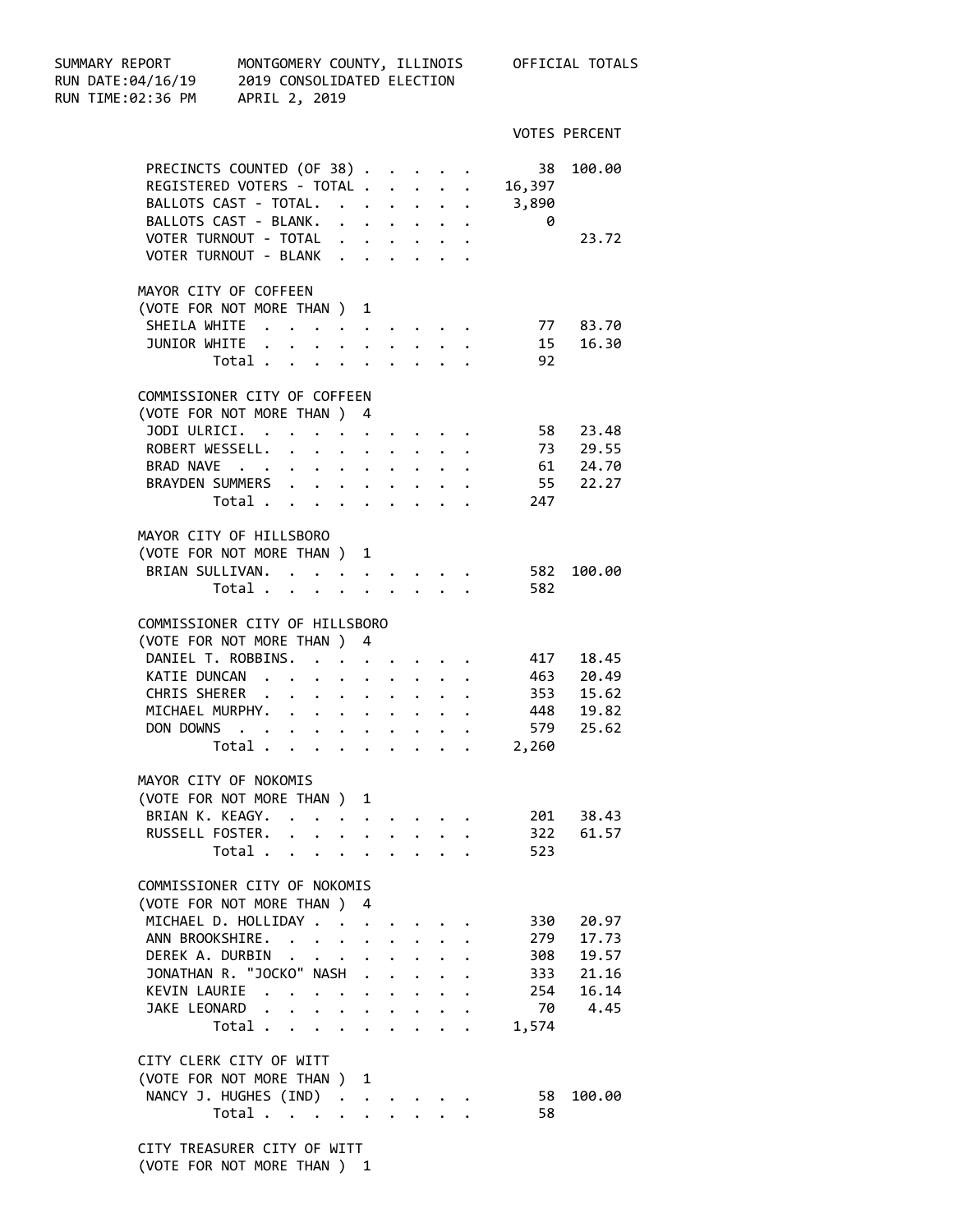SUMMARY REPORT — MONTGOMERY COUNTY, ILLINOIS — OFFICIAL TOTALS

RUN DATE:04/16/19 — 2019 CONSOLIDATED ELECTION

RUN TIME:02:36 PM — APRIL 2, 2019

| | VOTES | PERCENT |
|---|---|---|
| PRECINCTS COUNTED (OF 38) | 38 | 100.00 |
| REGISTERED VOTERS - TOTAL | 16,397 | |
| BALLOTS CAST - TOTAL. | 3,890 | |
| BALLOTS CAST - BLANK. | 0 | |
| VOTER TURNOUT - TOTAL | | 23.72 |
| VOTER TURNOUT - BLANK | | |

MAYOR CITY OF COFFEEN
(VOTE FOR NOT MORE THAN ) 1

| | VOTES | PERCENT |
|---|---|---|
| SHEILA WHITE | 77 | 83.70 |
| JUNIOR WHITE | 15 | 16.30 |
| Total | 92 | |

COMMISSIONER CITY OF COFFEEN
(VOTE FOR NOT MORE THAN ) 4

| | VOTES | PERCENT |
|---|---|---|
| JODI ULRICI. | 58 | 23.48 |
| ROBERT WESSELL. | 73 | 29.55 |
| BRAD NAVE | 61 | 24.70 |
| BRAYDEN SUMMERS | 55 | 22.27 |
| Total | 247 | |

MAYOR CITY OF HILLSBORO
(VOTE FOR NOT MORE THAN ) 1

| | VOTES | PERCENT |
|---|---|---|
| BRIAN SULLIVAN. | 582 | 100.00 |
| Total | 582 | |

COMMISSIONER CITY OF HILLSBORO
(VOTE FOR NOT MORE THAN ) 4

| | VOTES | PERCENT |
|---|---|---|
| DANIEL T. ROBBINS. | 417 | 18.45 |
| KATIE DUNCAN | 463 | 20.49 |
| CHRIS SHERER | 353 | 15.62 |
| MICHAEL MURPHY. | 448 | 19.82 |
| DON DOWNS | 579 | 25.62 |
| Total | 2,260 | |

MAYOR CITY OF NOKOMIS
(VOTE FOR NOT MORE THAN ) 1

| | VOTES | PERCENT |
|---|---|---|
| BRIAN K. KEAGY. | 201 | 38.43 |
| RUSSELL FOSTER. | 322 | 61.57 |
| Total | 523 | |

COMMISSIONER CITY OF NOKOMIS
(VOTE FOR NOT MORE THAN ) 4

| | VOTES | PERCENT |
|---|---|---|
| MICHAEL D. HOLLIDAY | 330 | 20.97 |
| ANN BROOKSHIRE. | 279 | 17.73 |
| DEREK A. DURBIN | 308 | 19.57 |
| JONATHAN R. "JOCKO" NASH | 333 | 21.16 |
| KEVIN LAURIE | 254 | 16.14 |
| JAKE LEONARD | 70 | 4.45 |
| Total | 1,574 | |

CITY CLERK CITY OF WITT
(VOTE FOR NOT MORE THAN ) 1

| | VOTES | PERCENT |
|---|---|---|
| NANCY J. HUGHES (IND) | 58 | 100.00 |
| Total | 58 | |

CITY TREASURER CITY OF WITT
(VOTE FOR NOT MORE THAN ) 1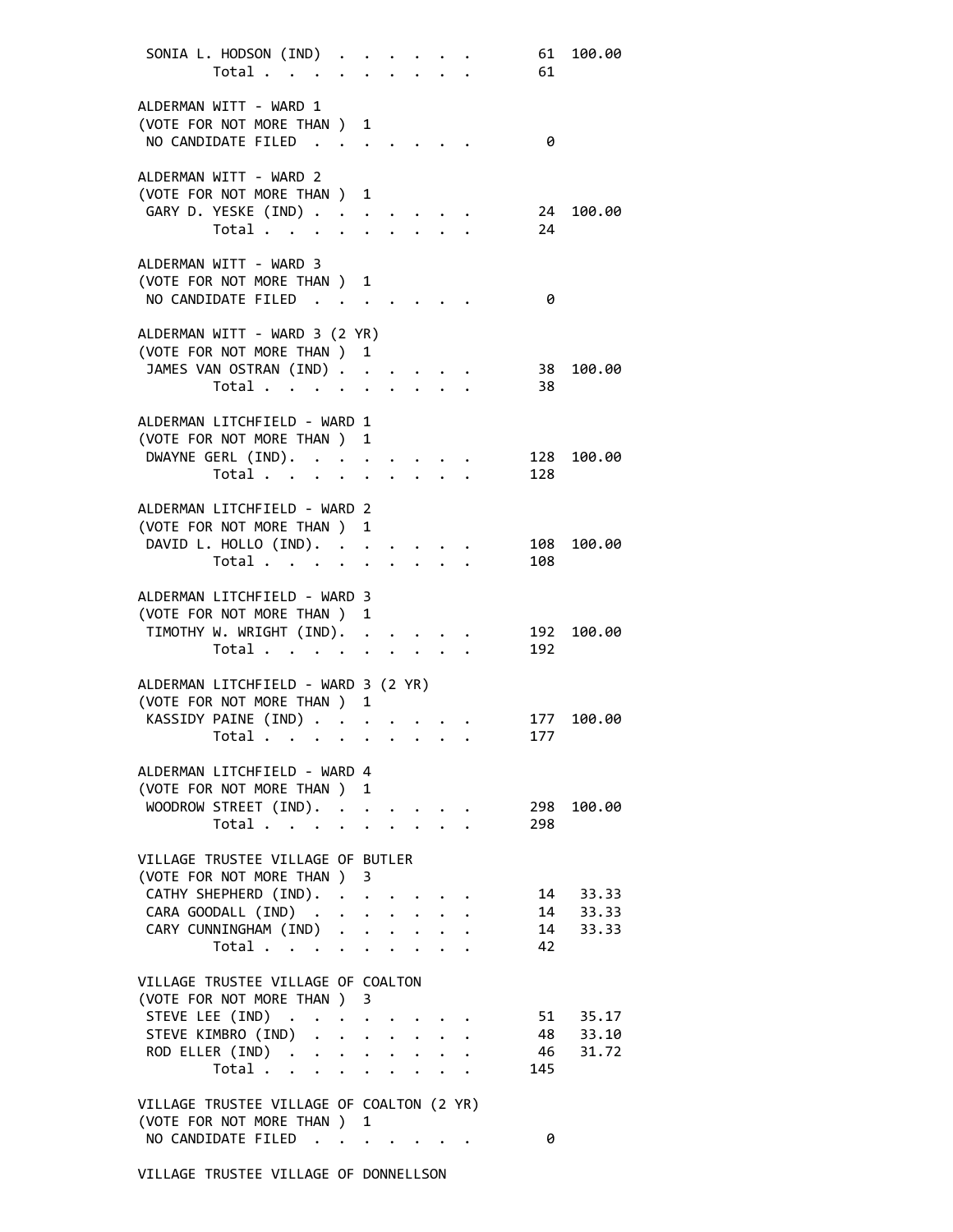| | | |
|---|---|---|
| SONIA L. HODSON (IND) | 61 | 100.00 |
| Total | 61 | |

**ALDERMAN WITT - WARD 1**
(VOTE FOR NOT MORE THAN ) 1

| | | |
|---|---|---|
| NO CANDIDATE FILED | 0 | |

**ALDERMAN WITT - WARD 2**
(VOTE FOR NOT MORE THAN ) 1

| | | |
|---|---|---|
| GARY D. YESKE (IND) | 24 | 100.00 |
| Total | 24 | |

**ALDERMAN WITT - WARD 3**
(VOTE FOR NOT MORE THAN ) 1

| | | |
|---|---|---|
| NO CANDIDATE FILED | 0 | |

**ALDERMAN WITT - WARD 3 (2 YR)**
(VOTE FOR NOT MORE THAN ) 1

| | | |
|---|---|---|
| JAMES VAN OSTRAN (IND) | 38 | 100.00 |
| Total | 38 | |

**ALDERMAN LITCHFIELD - WARD 1**
(VOTE FOR NOT MORE THAN ) 1

| | | |
|---|---|---|
| DWAYNE GERL (IND) | 128 | 100.00 |
| Total | 128 | |

**ALDERMAN LITCHFIELD - WARD 2**
(VOTE FOR NOT MORE THAN ) 1

| | | |
|---|---|---|
| DAVID L. HOLLO (IND) | 108 | 100.00 |
| Total | 108 | |

**ALDERMAN LITCHFIELD - WARD 3**
(VOTE FOR NOT MORE THAN ) 1

| | | |
|---|---|---|
| TIMOTHY W. WRIGHT (IND) | 192 | 100.00 |
| Total | 192 | |

**ALDERMAN LITCHFIELD - WARD 3 (2 YR)**
(VOTE FOR NOT MORE THAN ) 1

| | | |
|---|---|---|
| KASSIDY PAINE (IND) | 177 | 100.00 |
| Total | 177 | |

**ALDERMAN LITCHFIELD - WARD 4**
(VOTE FOR NOT MORE THAN ) 1

| | | |
|---|---|---|
| WOODROW STREET (IND) | 298 | 100.00 |
| Total | 298 | |

**VILLAGE TRUSTEE VILLAGE OF BUTLER**
(VOTE FOR NOT MORE THAN ) 3

| | | |
|---|---|---|
| CATHY SHEPHERD (IND) | 14 | 33.33 |
| CARA GOODALL (IND) | 14 | 33.33 |
| CARY CUNNINGHAM (IND) | 14 | 33.33 |
| Total | 42 | |

**VILLAGE TRUSTEE VILLAGE OF COALTON**
(VOTE FOR NOT MORE THAN ) 3

| | | |
|---|---|---|
| STEVE LEE (IND) | 51 | 35.17 |
| STEVE KIMBRO (IND) | 48 | 33.10 |
| ROD ELLER (IND) | 46 | 31.72 |
| Total | 145 | |

**VILLAGE TRUSTEE VILLAGE OF COALTON (2 YR)**
(VOTE FOR NOT MORE THAN ) 1

| | | |
|---|---|---|
| NO CANDIDATE FILED | 0 | |

**VILLAGE TRUSTEE VILLAGE OF DONNELLSON**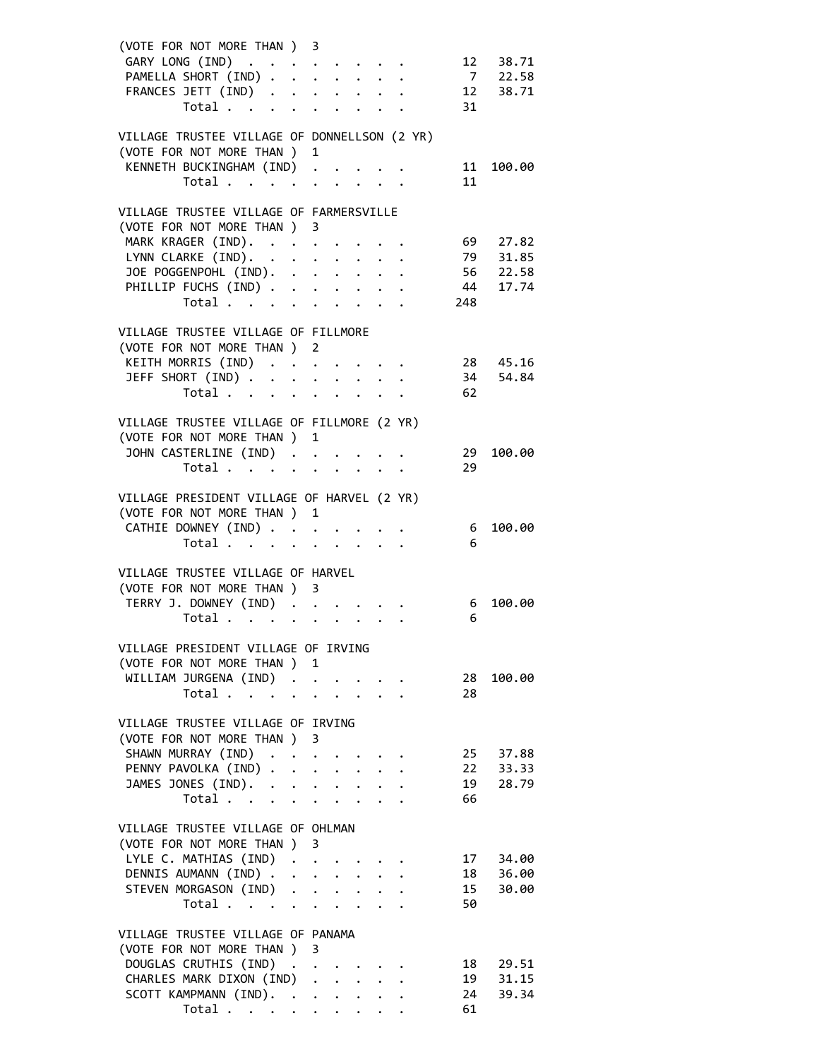(VOTE FOR NOT MORE THAN ) 3

| Candidate | Votes | Percent |
|---|---|---|
| GARY LONG (IND) | 12 | 38.71 |
| PAMELLA SHORT (IND) | 7 | 22.58 |
| FRANCES JETT (IND) | 12 | 38.71 |
| Total | 31 | |

VILLAGE TRUSTEE VILLAGE OF DONNELLSON (2 YR)
(VOTE FOR NOT MORE THAN ) 1

| Candidate | Votes | Percent |
|---|---|---|
| KENNETH BUCKINGHAM (IND) | 11 | 100.00 |
| Total | 11 | |

VILLAGE TRUSTEE VILLAGE OF FARMERSVILLE
(VOTE FOR NOT MORE THAN ) 3

| Candidate | Votes | Percent |
|---|---|---|
| MARK KRAGER (IND). | 69 | 27.82 |
| LYNN CLARKE (IND). | 79 | 31.85 |
| JOE POGGENPOHL (IND). | 56 | 22.58 |
| PHILLIP FUCHS (IND) | 44 | 17.74 |
| Total | 248 | |

VILLAGE TRUSTEE VILLAGE OF FILLMORE
(VOTE FOR NOT MORE THAN ) 2

| Candidate | Votes | Percent |
|---|---|---|
| KEITH MORRIS (IND) | 28 | 45.16 |
| JEFF SHORT (IND) | 34 | 54.84 |
| Total | 62 | |

VILLAGE TRUSTEE VILLAGE OF FILLMORE (2 YR)
(VOTE FOR NOT MORE THAN ) 1

| Candidate | Votes | Percent |
|---|---|---|
| JOHN CASTERLINE (IND) | 29 | 100.00 |
| Total | 29 | |

VILLAGE PRESIDENT VILLAGE OF HARVEL (2 YR)
(VOTE FOR NOT MORE THAN ) 1

| Candidate | Votes | Percent |
|---|---|---|
| CATHIE DOWNEY (IND) | 6 | 100.00 |
| Total | 6 | |

VILLAGE TRUSTEE VILLAGE OF HARVEL
(VOTE FOR NOT MORE THAN ) 3

| Candidate | Votes | Percent |
|---|---|---|
| TERRY J. DOWNEY (IND) | 6 | 100.00 |
| Total | 6 | |

VILLAGE PRESIDENT VILLAGE OF IRVING
(VOTE FOR NOT MORE THAN ) 1

| Candidate | Votes | Percent |
|---|---|---|
| WILLIAM JURGENA (IND) | 28 | 100.00 |
| Total | 28 | |

VILLAGE TRUSTEE VILLAGE OF IRVING
(VOTE FOR NOT MORE THAN ) 3

| Candidate | Votes | Percent |
|---|---|---|
| SHAWN MURRAY (IND) | 25 | 37.88 |
| PENNY PAVOLKA (IND) | 22 | 33.33 |
| JAMES JONES (IND). | 19 | 28.79 |
| Total | 66 | |

VILLAGE TRUSTEE VILLAGE OF OHLMAN
(VOTE FOR NOT MORE THAN ) 3

| Candidate | Votes | Percent |
|---|---|---|
| LYLE C. MATHIAS (IND) | 17 | 34.00 |
| DENNIS AUMANN (IND) | 18 | 36.00 |
| STEVEN MORGASON (IND) | 15 | 30.00 |
| Total | 50 | |

VILLAGE TRUSTEE VILLAGE OF PANAMA
(VOTE FOR NOT MORE THAN ) 3

| Candidate | Votes | Percent |
|---|---|---|
| DOUGLAS CRUTHIS (IND) | 18 | 29.51 |
| CHARLES MARK DIXON (IND) | 19 | 31.15 |
| SCOTT KAMPMANN (IND). | 24 | 39.34 |
| Total | 61 | |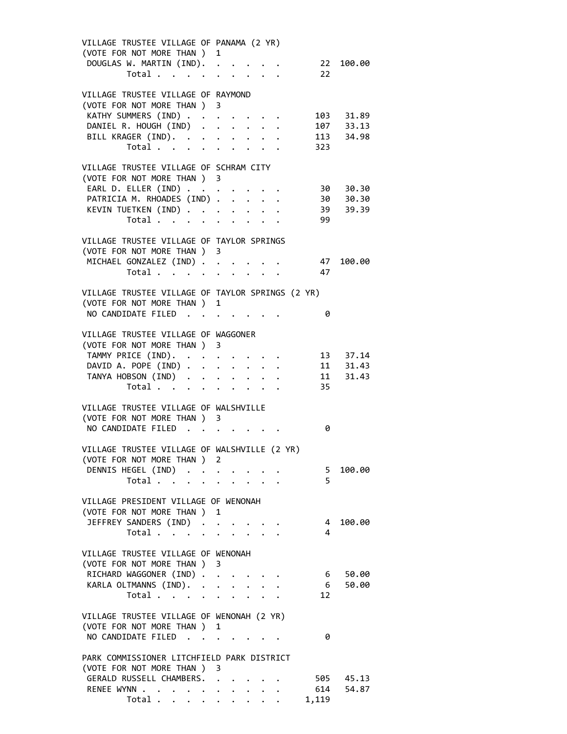VILLAGE TRUSTEE VILLAGE OF PANAMA (2 YR)
(VOTE FOR NOT MORE THAN ) 1

| Candidate | Votes | Percent |
|---|---|---|
| DOUGLAS W. MARTIN (IND) | 22 | 100.00 |
| Total | 22 | |

VILLAGE TRUSTEE VILLAGE OF RAYMOND
(VOTE FOR NOT MORE THAN ) 3

| Candidate | Votes | Percent |
|---|---|---|
| KATHY SUMMERS (IND) | 103 | 31.89 |
| DANIEL R. HOUGH (IND) | 107 | 33.13 |
| BILL KRAGER (IND) | 113 | 34.98 |
| Total | 323 | |

VILLAGE TRUSTEE VILLAGE OF SCHRAM CITY
(VOTE FOR NOT MORE THAN ) 3

| Candidate | Votes | Percent |
|---|---|---|
| EARL D. ELLER (IND) | 30 | 30.30 |
| PATRICIA M. RHOADES (IND) | 30 | 30.30 |
| KEVIN TUETKEN (IND) | 39 | 39.39 |
| Total | 99 | |

VILLAGE TRUSTEE VILLAGE OF TAYLOR SPRINGS
(VOTE FOR NOT MORE THAN ) 3

| Candidate | Votes | Percent |
|---|---|---|
| MICHAEL GONZALEZ (IND) | 47 | 100.00 |
| Total | 47 | |

VILLAGE TRUSTEE VILLAGE OF TAYLOR SPRINGS (2 YR)
(VOTE FOR NOT MORE THAN ) 1

| Candidate | Votes | Percent |
|---|---|---|
| NO CANDIDATE FILED | 0 | |

VILLAGE TRUSTEE VILLAGE OF WAGGONER
(VOTE FOR NOT MORE THAN ) 3

| Candidate | Votes | Percent |
|---|---|---|
| TAMMY PRICE (IND) | 13 | 37.14 |
| DAVID A. POPE (IND) | 11 | 31.43 |
| TANYA HOBSON (IND) | 11 | 31.43 |
| Total | 35 | |

VILLAGE TRUSTEE VILLAGE OF WALSHVILLE
(VOTE FOR NOT MORE THAN ) 3

| Candidate | Votes | Percent |
|---|---|---|
| NO CANDIDATE FILED | 0 | |

VILLAGE TRUSTEE VILLAGE OF WALSHVILLE (2 YR)
(VOTE FOR NOT MORE THAN ) 2

| Candidate | Votes | Percent |
|---|---|---|
| DENNIS HEGEL (IND) | 5 | 100.00 |
| Total | 5 | |

VILLAGE PRESIDENT VILLAGE OF WENONAH
(VOTE FOR NOT MORE THAN ) 1

| Candidate | Votes | Percent |
|---|---|---|
| JEFFREY SANDERS (IND) | 4 | 100.00 |
| Total | 4 | |

VILLAGE TRUSTEE VILLAGE OF WENONAH
(VOTE FOR NOT MORE THAN ) 3

| Candidate | Votes | Percent |
|---|---|---|
| RICHARD WAGGONER (IND) | 6 | 50.00 |
| KARLA OLTMANNS (IND) | 6 | 50.00 |
| Total | 12 | |

VILLAGE TRUSTEE VILLAGE OF WENONAH (2 YR)
(VOTE FOR NOT MORE THAN ) 1

| Candidate | Votes | Percent |
|---|---|---|
| NO CANDIDATE FILED | 0 | |

PARK COMMISSIONER LITCHFIELD PARK DISTRICT
(VOTE FOR NOT MORE THAN ) 3

| Candidate | Votes | Percent |
|---|---|---|
| GERALD RUSSELL CHAMBERS | 505 | 45.13 |
| RENEE WYNN | 614 | 54.87 |
| Total | 1,119 | |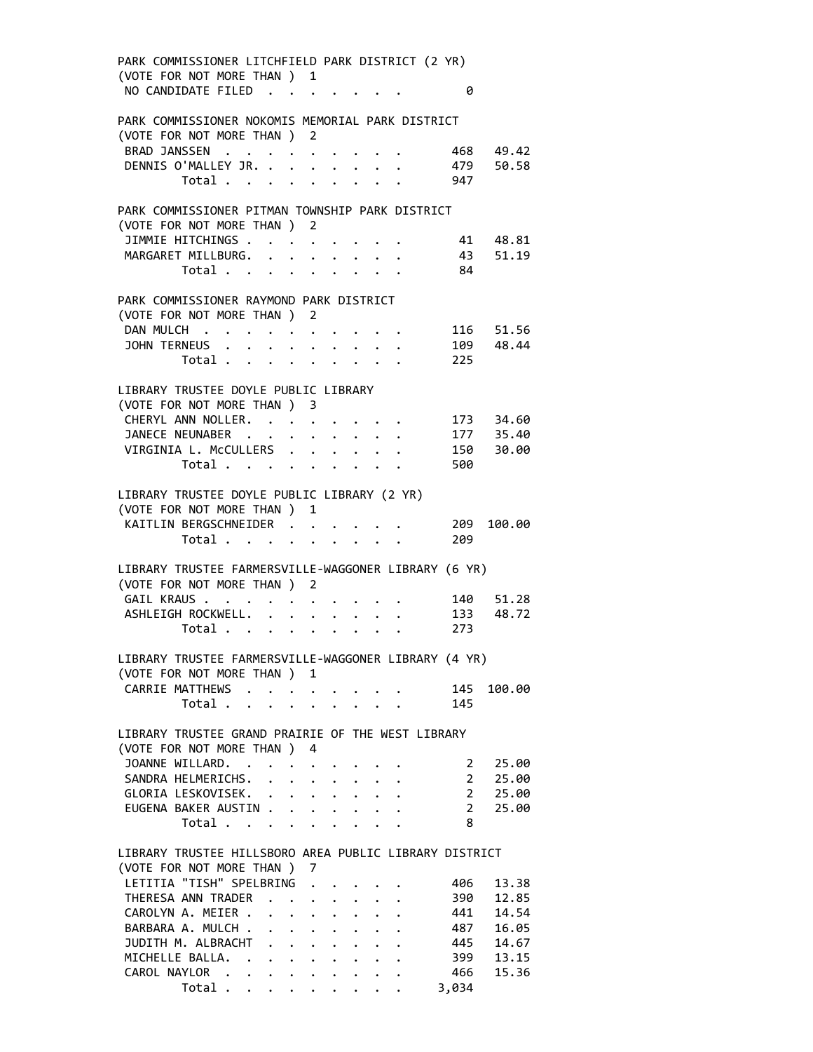PARK COMMISSIONER LITCHFIELD PARK DISTRICT (2 YR)
(VOTE FOR NOT MORE THAN ) 1

| Candidate | Votes | Percent |
|---|---|---|
| NO CANDIDATE FILED | 0 | |

PARK COMMISSIONER NOKOMIS MEMORIAL PARK DISTRICT
(VOTE FOR NOT MORE THAN ) 2

| Candidate | Votes | Percent |
|---|---|---|
| BRAD JANSSEN | 468 | 49.42 |
| DENNIS O'MALLEY JR. | 479 | 50.58 |
| Total | 947 | |

PARK COMMISSIONER PITMAN TOWNSHIP PARK DISTRICT
(VOTE FOR NOT MORE THAN ) 2

| Candidate | Votes | Percent |
|---|---|---|
| JIMMIE HITCHINGS | 41 | 48.81 |
| MARGARET MILLBURG. | 43 | 51.19 |
| Total | 84 | |

PARK COMMISSIONER RAYMOND PARK DISTRICT
(VOTE FOR NOT MORE THAN ) 2

| Candidate | Votes | Percent |
|---|---|---|
| DAN MULCH | 116 | 51.56 |
| JOHN TERNEUS | 109 | 48.44 |
| Total | 225 | |

LIBRARY TRUSTEE DOYLE PUBLIC LIBRARY
(VOTE FOR NOT MORE THAN ) 3

| Candidate | Votes | Percent |
|---|---|---|
| CHERYL ANN NOLLER. | 173 | 34.60 |
| JANECE NEUNABER | 177 | 35.40 |
| VIRGINIA L. McCULLERS | 150 | 30.00 |
| Total | 500 | |

LIBRARY TRUSTEE DOYLE PUBLIC LIBRARY (2 YR)
(VOTE FOR NOT MORE THAN ) 1

| Candidate | Votes | Percent |
|---|---|---|
| KAITLIN BERGSCHNEIDER | 209 | 100.00 |
| Total | 209 | |

LIBRARY TRUSTEE FARMERSVILLE-WAGGONER LIBRARY (6 YR)
(VOTE FOR NOT MORE THAN ) 2

| Candidate | Votes | Percent |
|---|---|---|
| GAIL KRAUS | 140 | 51.28 |
| ASHLEIGH ROCKWELL. | 133 | 48.72 |
| Total | 273 | |

LIBRARY TRUSTEE FARMERSVILLE-WAGGONER LIBRARY (4 YR)
(VOTE FOR NOT MORE THAN ) 1

| Candidate | Votes | Percent |
|---|---|---|
| CARRIE MATTHEWS | 145 | 100.00 |
| Total | 145 | |

LIBRARY TRUSTEE GRAND PRAIRIE OF THE WEST LIBRARY
(VOTE FOR NOT MORE THAN ) 4

| Candidate | Votes | Percent |
|---|---|---|
| JOANNE WILLARD. | 2 | 25.00 |
| SANDRA HELMERICHS. | 2 | 25.00 |
| GLORIA LESKOVISEK. | 2 | 25.00 |
| EUGENA BAKER AUSTIN | 2 | 25.00 |
| Total | 8 | |

LIBRARY TRUSTEE HILLSBORO AREA PUBLIC LIBRARY DISTRICT
(VOTE FOR NOT MORE THAN ) 7

| Candidate | Votes | Percent |
|---|---|---|
| LETITIA "TISH" SPELBRING | 406 | 13.38 |
| THERESA ANN TRADER | 390 | 12.85 |
| CAROLYN A. MEIER | 441 | 14.54 |
| BARBARA A. MULCH | 487 | 16.05 |
| JUDITH M. ALBRACHT | 445 | 14.67 |
| MICHELLE BALLA. | 399 | 13.15 |
| CAROL NAYLOR | 466 | 15.36 |
| Total | 3,034 | |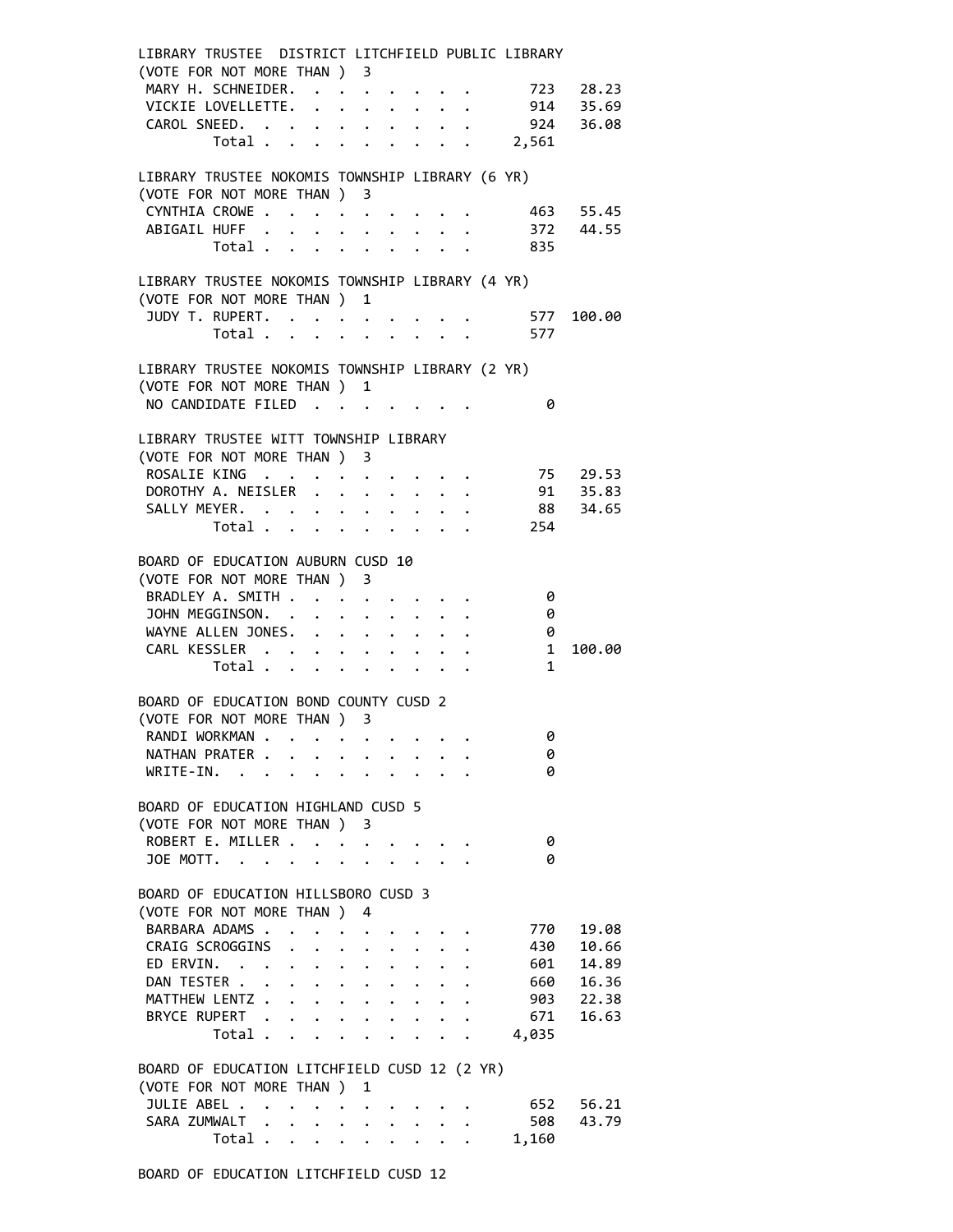## LIBRARY TRUSTEE DISTRICT LITCHFIELD PUBLIC LIBRARY
(VOTE FOR NOT MORE THAN ) 3

| Candidate | Votes | Percent |
|---|---|---|
| MARY H. SCHNEIDER | 723 | 28.23 |
| VICKIE LOVELLETTE | 914 | 35.69 |
| CAROL SNEED | 924 | 36.08 |
| Total | 2,561 | |

## LIBRARY TRUSTEE NOKOMIS TOWNSHIP LIBRARY (6 YR)
(VOTE FOR NOT MORE THAN ) 3

| Candidate | Votes | Percent |
|---|---|---|
| CYNTHIA CROWE | 463 | 55.45 |
| ABIGAIL HUFF | 372 | 44.55 |
| Total | 835 | |

## LIBRARY TRUSTEE NOKOMIS TOWNSHIP LIBRARY (4 YR)
(VOTE FOR NOT MORE THAN ) 1

| Candidate | Votes | Percent |
|---|---|---|
| JUDY T. RUPERT | 577 | 100.00 |
| Total | 577 | |

## LIBRARY TRUSTEE NOKOMIS TOWNSHIP LIBRARY (2 YR)
(VOTE FOR NOT MORE THAN ) 1

| Candidate | Votes | Percent |
|---|---|---|
| NO CANDIDATE FILED | 0 | |

## LIBRARY TRUSTEE WITT TOWNSHIP LIBRARY
(VOTE FOR NOT MORE THAN ) 3

| Candidate | Votes | Percent |
|---|---|---|
| ROSALIE KING | 75 | 29.53 |
| DOROTHY A. NEISLER | 91 | 35.83 |
| SALLY MEYER | 88 | 34.65 |
| Total | 254 | |

## BOARD OF EDUCATION AUBURN CUSD 10
(VOTE FOR NOT MORE THAN ) 3

| Candidate | Votes | Percent |
|---|---|---|
| BRADLEY A. SMITH | 0 | |
| JOHN MEGGINSON | 0 | |
| WAYNE ALLEN JONES | 0 | |
| CARL KESSLER | 1 | 100.00 |
| Total | 1 | |

## BOARD OF EDUCATION BOND COUNTY CUSD 2
(VOTE FOR NOT MORE THAN ) 3

| Candidate | Votes | Percent |
|---|---|---|
| RANDI WORKMAN | 0 | |
| NATHAN PRATER | 0 | |
| WRITE-IN | 0 | |

## BOARD OF EDUCATION HIGHLAND CUSD 5
(VOTE FOR NOT MORE THAN ) 3

| Candidate | Votes | Percent |
|---|---|---|
| ROBERT E. MILLER | 0 | |
| JOE MOTT | 0 | |

## BOARD OF EDUCATION HILLSBORO CUSD 3
(VOTE FOR NOT MORE THAN ) 4

| Candidate | Votes | Percent |
|---|---|---|
| BARBARA ADAMS | 770 | 19.08 |
| CRAIG SCROGGINS | 430 | 10.66 |
| ED ERVIN | 601 | 14.89 |
| DAN TESTER | 660 | 16.36 |
| MATTHEW LENTZ | 903 | 22.38 |
| BRYCE RUPERT | 671 | 16.63 |
| Total | 4,035 | |

## BOARD OF EDUCATION LITCHFIELD CUSD 12 (2 YR)
(VOTE FOR NOT MORE THAN ) 1

| Candidate | Votes | Percent |
|---|---|---|
| JULIE ABEL | 652 | 56.21 |
| SARA ZUMWALT | 508 | 43.79 |
| Total | 1,160 | |

## BOARD OF EDUCATION LITCHFIELD CUSD 12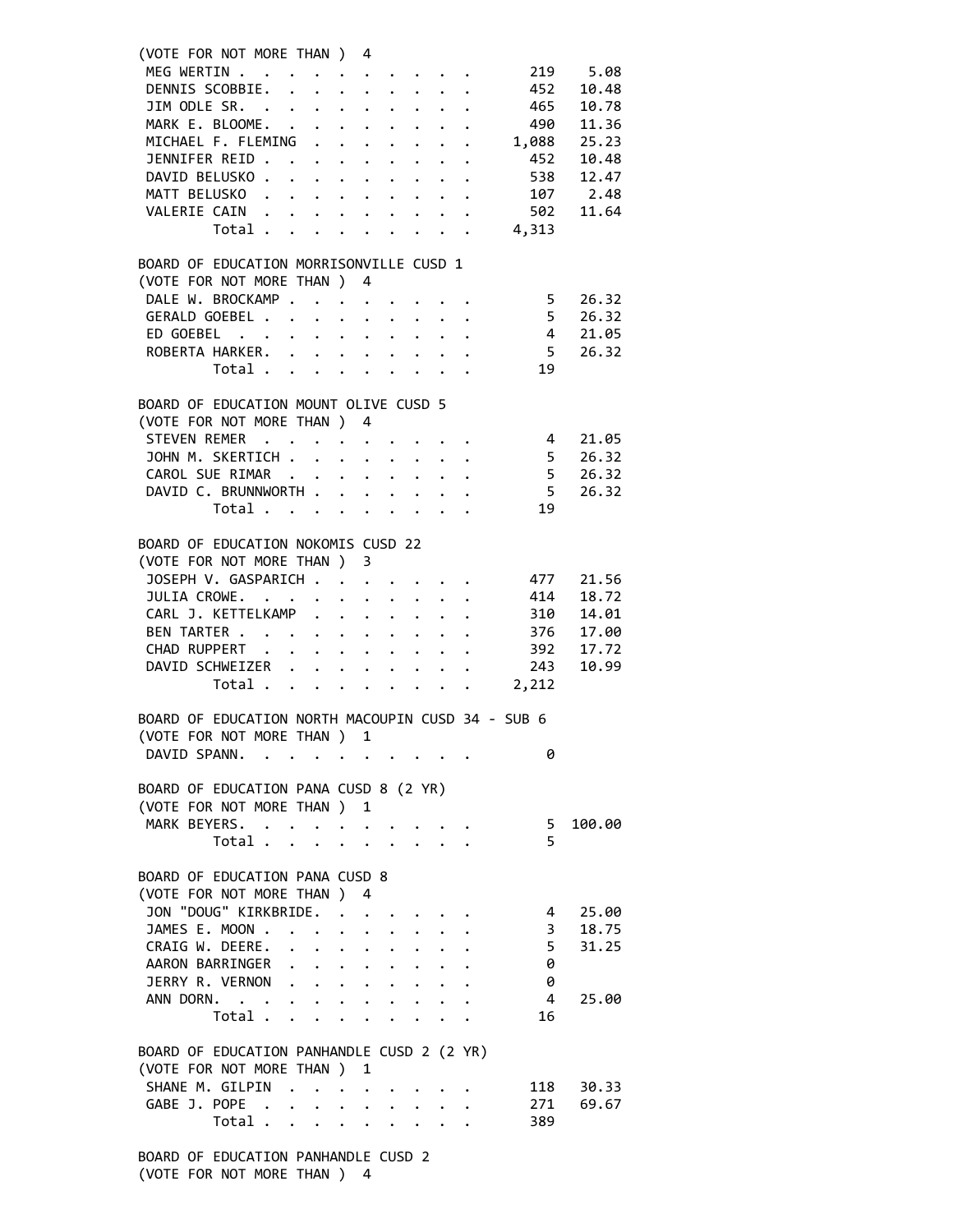(VOTE FOR NOT MORE THAN ) 4

| Candidate | Votes | Percent |
|---|---|---|
| MEG WERTIN | 219 | 5.08 |
| DENNIS SCOBBIE. | 452 | 10.48 |
| JIM ODLE SR. | 465 | 10.78 |
| MARK E. BLOOME. | 490 | 11.36 |
| MICHAEL F. FLEMING | 1,088 | 25.23 |
| JENNIFER REID | 452 | 10.48 |
| DAVID BELUSKO | 538 | 12.47 |
| MATT BELUSKO | 107 | 2.48 |
| VALERIE CAIN | 502 | 11.64 |
| Total | 4,313 | |

BOARD OF EDUCATION MORRISONVILLE CUSD 1
(VOTE FOR NOT MORE THAN ) 4

| Candidate | Votes | Percent |
|---|---|---|
| DALE W. BROCKAMP | 5 | 26.32 |
| GERALD GOEBEL | 5 | 26.32 |
| ED GOEBEL | 4 | 21.05 |
| ROBERTA HARKER. | 5 | 26.32 |
| Total | 19 | |

BOARD OF EDUCATION MOUNT OLIVE CUSD 5
(VOTE FOR NOT MORE THAN ) 4

| Candidate | Votes | Percent |
|---|---|---|
| STEVEN REMER | 4 | 21.05 |
| JOHN M. SKERTICH | 5 | 26.32 |
| CAROL SUE RIMAR | 5 | 26.32 |
| DAVID C. BRUNNWORTH | 5 | 26.32 |
| Total | 19 | |

BOARD OF EDUCATION NOKOMIS CUSD 22
(VOTE FOR NOT MORE THAN ) 3

| Candidate | Votes | Percent |
|---|---|---|
| JOSEPH V. GASPARICH | 477 | 21.56 |
| JULIA CROWE. | 414 | 18.72 |
| CARL J. KETTELKAMP | 310 | 14.01 |
| BEN TARTER | 376 | 17.00 |
| CHAD RUPPERT | 392 | 17.72 |
| DAVID SCHWEIZER | 243 | 10.99 |
| Total | 2,212 | |

BOARD OF EDUCATION NORTH MACOUPIN CUSD 34 - SUB 6
(VOTE FOR NOT MORE THAN ) 1

| Candidate | Votes | Percent |
|---|---|---|
| DAVID SPANN. | 0 | |

BOARD OF EDUCATION PANA CUSD 8 (2 YR)
(VOTE FOR NOT MORE THAN ) 1

| Candidate | Votes | Percent |
|---|---|---|
| MARK BEYERS. | 5 | 100.00 |
| Total | 5 | |

BOARD OF EDUCATION PANA CUSD 8
(VOTE FOR NOT MORE THAN ) 4

| Candidate | Votes | Percent |
|---|---|---|
| JON "DOUG" KIRKBRIDE. | 4 | 25.00 |
| JAMES E. MOON | 3 | 18.75 |
| CRAIG W. DEERE. | 5 | 31.25 |
| AARON BARRINGER | 0 | |
| JERRY R. VERNON | 0 | |
| ANN DORN. | 4 | 25.00 |
| Total | 16 | |

BOARD OF EDUCATION PANHANDLE CUSD 2 (2 YR)
(VOTE FOR NOT MORE THAN ) 1

| Candidate | Votes | Percent |
|---|---|---|
| SHANE M. GILPIN | 118 | 30.33 |
| GABE J. POPE | 271 | 69.67 |
| Total | 389 | |

BOARD OF EDUCATION PANHANDLE CUSD 2
(VOTE FOR NOT MORE THAN ) 4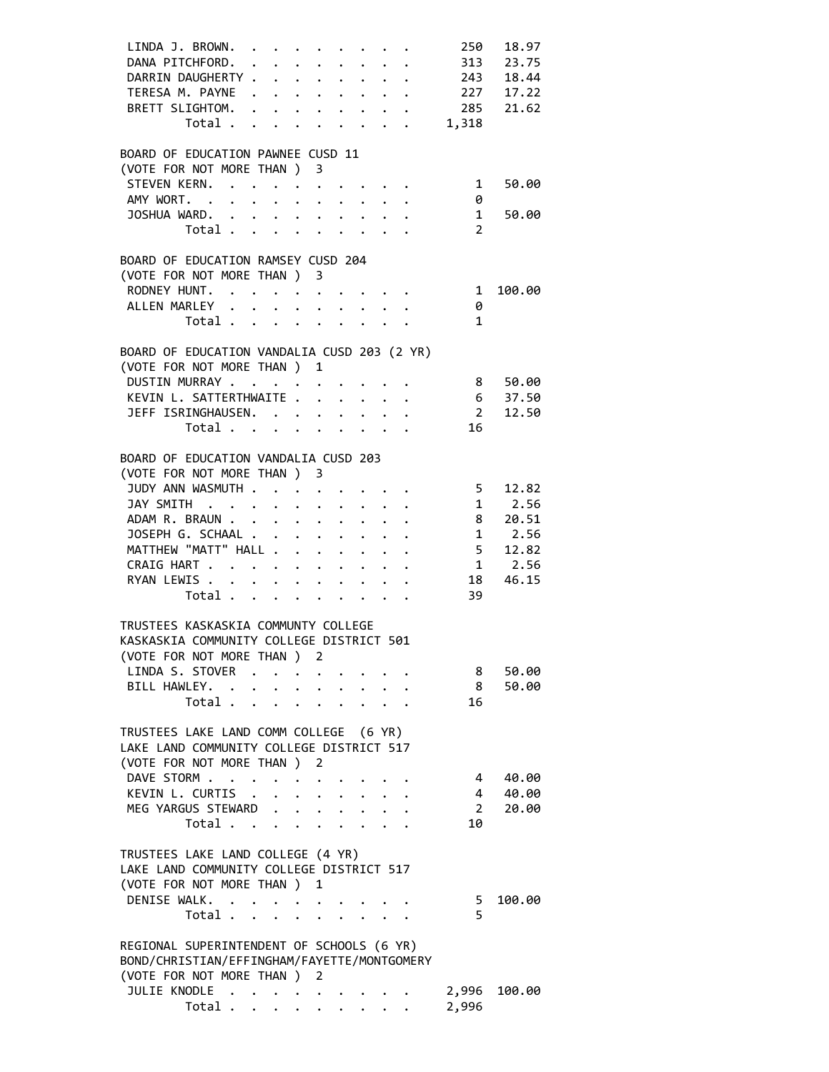| | | |
|---|---|---|
| LINDA J. BROWN | 250 | 18.97 |
| DANA PITCHFORD | 313 | 23.75 |
| DARRIN DAUGHERTY | 243 | 18.44 |
| TERESA M. PAYNE | 227 | 17.22 |
| BRETT SLIGHTOM | 285 | 21.62 |
| Total | 1,318 | |

BOARD OF EDUCATION PAWNEE CUSD 11
(VOTE FOR NOT MORE THAN ) 3

| | | |
|---|---|---|
| STEVEN KERN | 1 | 50.00 |
| AMY WORT | 0 | |
| JOSHUA WARD | 1 | 50.00 |
| Total | 2 | |

BOARD OF EDUCATION RAMSEY CUSD 204
(VOTE FOR NOT MORE THAN ) 3

| | | |
|---|---|---|
| RODNEY HUNT | 1 | 100.00 |
| ALLEN MARLEY | 0 | |
| Total | 1 | |

BOARD OF EDUCATION VANDALIA CUSD 203 (2 YR)
(VOTE FOR NOT MORE THAN ) 1

| | | |
|---|---|---|
| DUSTIN MURRAY | 8 | 50.00 |
| KEVIN L. SATTERTHWAITE | 6 | 37.50 |
| JEFF ISRINGHAUSEN | 2 | 12.50 |
| Total | 16 | |

BOARD OF EDUCATION VANDALIA CUSD 203
(VOTE FOR NOT MORE THAN ) 3

| | | |
|---|---|---|
| JUDY ANN WASMUTH | 5 | 12.82 |
| JAY SMITH | 1 | 2.56 |
| ADAM R. BRAUN | 8 | 20.51 |
| JOSEPH G. SCHAAL | 1 | 2.56 |
| MATTHEW "MATT" HALL | 5 | 12.82 |
| CRAIG HART | 1 | 2.56 |
| RYAN LEWIS | 18 | 46.15 |
| Total | 39 | |

TRUSTEES KASKASKIA COMMUNTY COLLEGE
KASKASKIA COMMUNITY COLLEGE DISTRICT 501
(VOTE FOR NOT MORE THAN ) 2

| | | |
|---|---|---|
| LINDA S. STOVER | 8 | 50.00 |
| BILL HAWLEY | 8 | 50.00 |
| Total | 16 | |

TRUSTEES LAKE LAND COMM COLLEGE (6 YR)
LAKE LAND COMMUNITY COLLEGE DISTRICT 517
(VOTE FOR NOT MORE THAN ) 2

| | | |
|---|---|---|
| DAVE STORM | 4 | 40.00 |
| KEVIN L. CURTIS | 4 | 40.00 |
| MEG YARGUS STEWARD | 2 | 20.00 |
| Total | 10 | |

TRUSTEES LAKE LAND COLLEGE (4 YR)
LAKE LAND COMMUNITY COLLEGE DISTRICT 517
(VOTE FOR NOT MORE THAN ) 1

| | | |
|---|---|---|
| DENISE WALK | 5 | 100.00 |
| Total | 5 | |

REGIONAL SUPERINTENDENT OF SCHOOLS (6 YR)
BOND/CHRISTIAN/EFFINGHAM/FAYETTE/MONTGOMERY
(VOTE FOR NOT MORE THAN ) 2

| | | |
|---|---|---|
| JULIE KNODLE | 2,996 | 100.00 |
| Total | 2,996 | |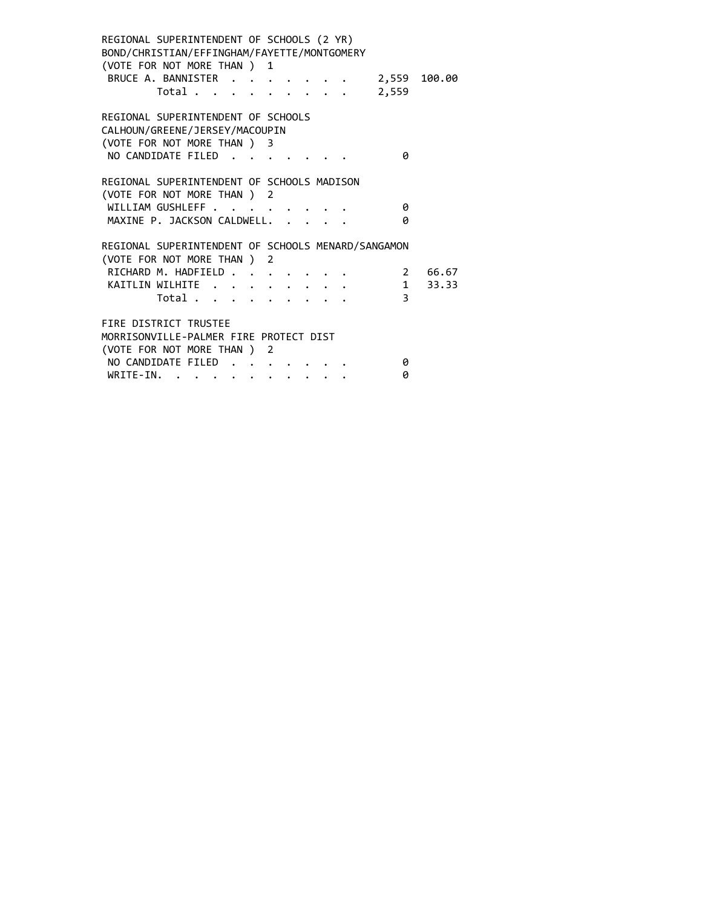REGIONAL SUPERINTENDENT OF SCHOOLS (2 YR)
BOND/CHRISTIAN/EFFINGHAM/FAYETTE/MONTGOMERY
(VOTE FOR NOT MORE THAN ) 1

| | | |
|---|---|---|
| BRUCE A. BANNISTER | 2,559 | 100.00 |
| Total | 2,559 | |

REGIONAL SUPERINTENDENT OF SCHOOLS
CALHOUN/GREENE/JERSEY/MACOUPIN
(VOTE FOR NOT MORE THAN ) 3

| | |
|---|---|
| NO CANDIDATE FILED | 0 |

REGIONAL SUPERINTENDENT OF SCHOOLS MADISON
(VOTE FOR NOT MORE THAN ) 2

| | |
|---|---|
| WILLIAM GUSHLEFF | 0 |
| MAXINE P. JACKSON CALDWELL | 0 |

REGIONAL SUPERINTENDENT OF SCHOOLS MENARD/SANGAMON
(VOTE FOR NOT MORE THAN ) 2

| | | |
|---|---|---|
| RICHARD M. HADFIELD | 2 | 66.67 |
| KAITLIN WILHITE | 1 | 33.33 |
| Total | 3 | |

FIRE DISTRICT TRUSTEE
MORRISONVILLE-PALMER FIRE PROTECT DIST
(VOTE FOR NOT MORE THAN ) 2

| | |
|---|---|
| NO CANDIDATE FILED | 0 |
| WRITE-IN. | 0 |